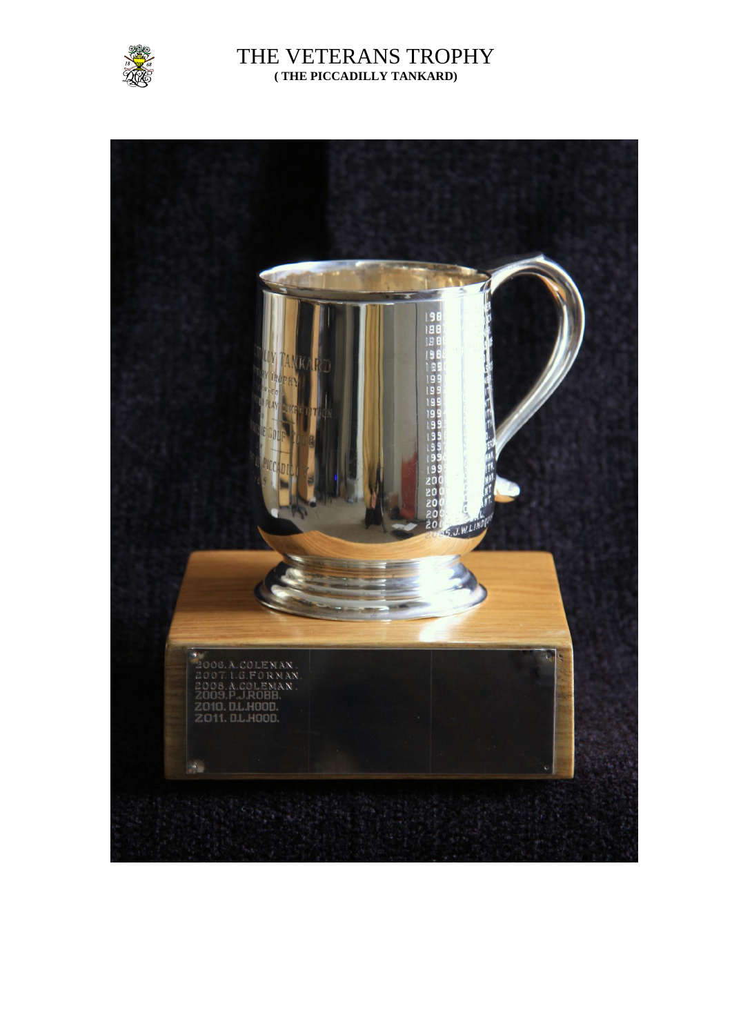# THE VETERANS TROPHY

**( THE PICCADILLY TANKARD)**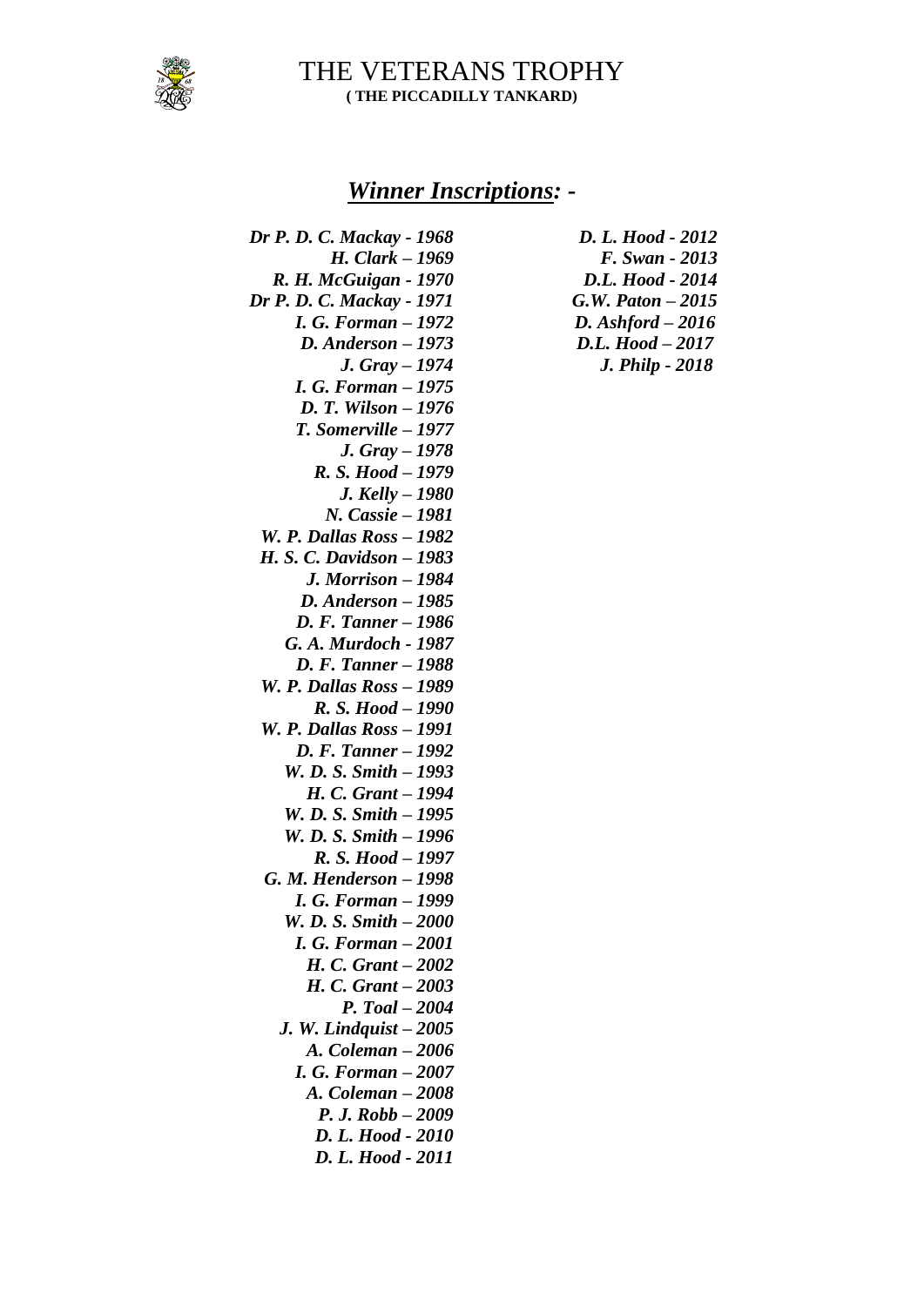# THE VETERANS TROPHY

**( THE PICCADILLY TANKARD)**

## ***Winner Inscriptions:*** -

*Dr P. D. C. Mackay - 1968*
*H. Clark – 1969*
*R. H. McGuigan - 1970*
*Dr P. D. C. Mackay - 1971*
*I. G. Forman – 1972*
*D. Anderson – 1973*
*J. Gray – 1974*
*I. G. Forman – 1975*
*D. T. Wilson – 1976*
*T. Somerville – 1977*
*J. Gray – 1978*
*R. S. Hood – 1979*
*J. Kelly – 1980*
*N. Cassie – 1981*
*W. P. Dallas Ross – 1982*
*H. S. C. Davidson – 1983*
*J. Morrison – 1984*
*D. Anderson – 1985*
*D. F. Tanner – 1986*
*G. A. Murdoch - 1987*
*D. F. Tanner – 1988*
*W. P. Dallas Ross – 1989*
*R. S. Hood – 1990*
*W. P. Dallas Ross – 1991*
*D. F. Tanner – 1992*
*W. D. S. Smith – 1993*
*H. C. Grant – 1994*
*W. D. S. Smith – 1995*
*W. D. S. Smith – 1996*
*R. S. Hood – 1997*
*G. M. Henderson – 1998*
*I. G. Forman – 1999*
*W. D. S. Smith – 2000*
*I. G. Forman – 2001*
*H. C. Grant – 2002*
*H. C. Grant – 2003*
*P. Toal – 2004*
*J. W. Lindquist – 2005*
*A. Coleman – 2006*
*I. G. Forman – 2007*
*A. Coleman – 2008*
*P. J. Robb – 2009*
*D. L. Hood - 2010*
*D. L. Hood - 2011*
*D. L. Hood - 2012*
*F. Swan - 2013*
*D.L. Hood - 2014*
*G.W. Paton – 2015*
*D. Ashford – 2016*
*D.L. Hood – 2017*
*J. Philp - 2018*